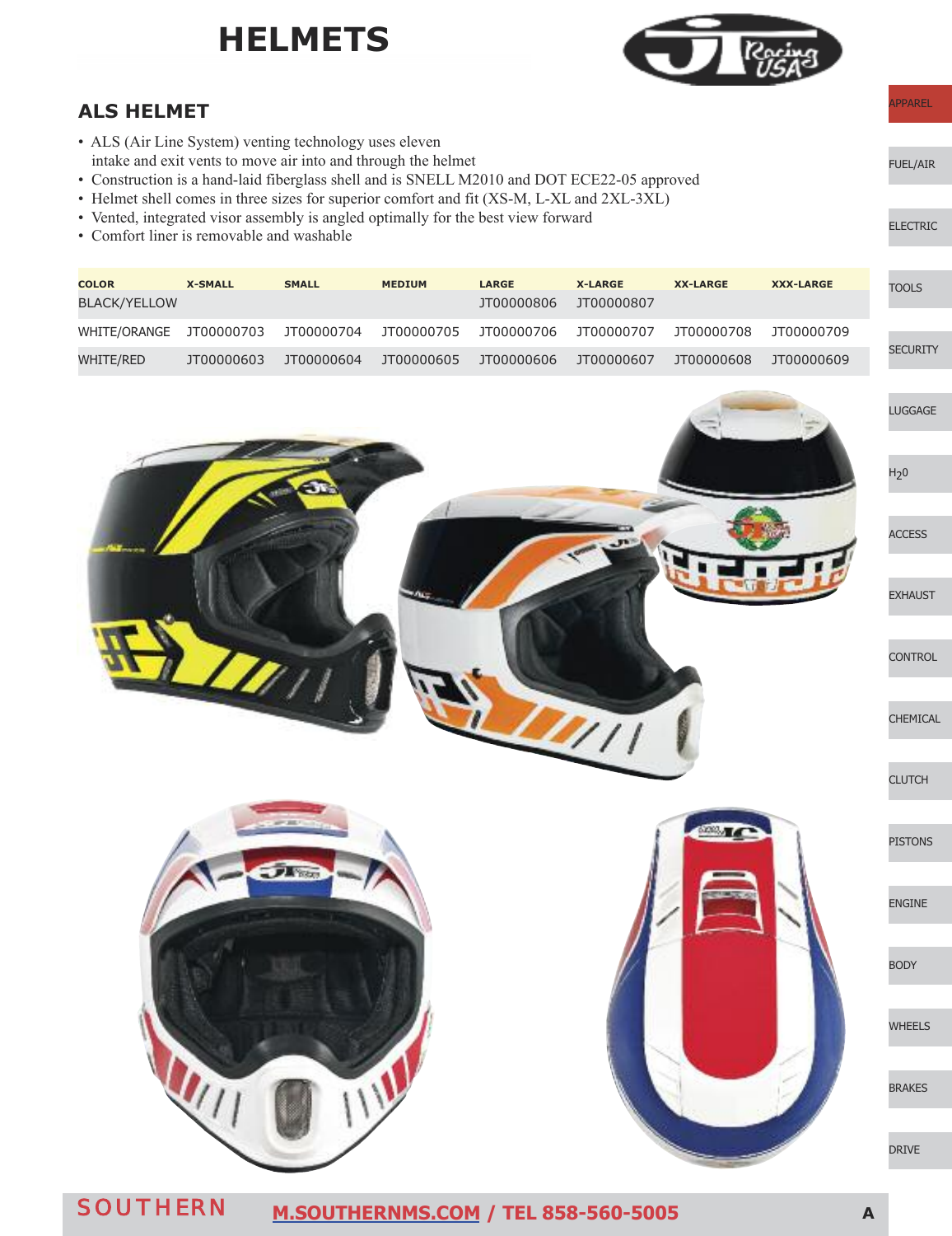# HELMETS

## ALS HELMET

- ALS (Air Line System) venting technology uses eleven intake and exit vents to move air into and through the helmet
- Construction is a hand-laid fiberglass shell and is SNELL M2010 and DOT ECE22-05 approved
- Helmet shell comes in three sizes for superior comfort and fit (XS-M, L-XL and 2XL-3XL)
- Vented, integrated visor assembly is angled optimally for the best view forward
- Comfort liner is removable and washable

| COLOR | X-SMALL | SMALL | MEDIUM | LARGE | X-LARGE | XX-LARGE | XXX-LARGE |
|---|---|---|---|---|---|---|---|
| BLACK/YELLOW | | | | JT00000806 | JT00000807 | | |
| WHITE/ORANGE | JT00000703 | JT00000704 | JT00000705 | JT00000706 | JT00000707 | JT00000708 | JT00000709 |
| WHITE/RED | JT00000603 | JT00000604 | JT00000605 | JT00000606 | JT00000607 | JT00000608 | JT00000609 |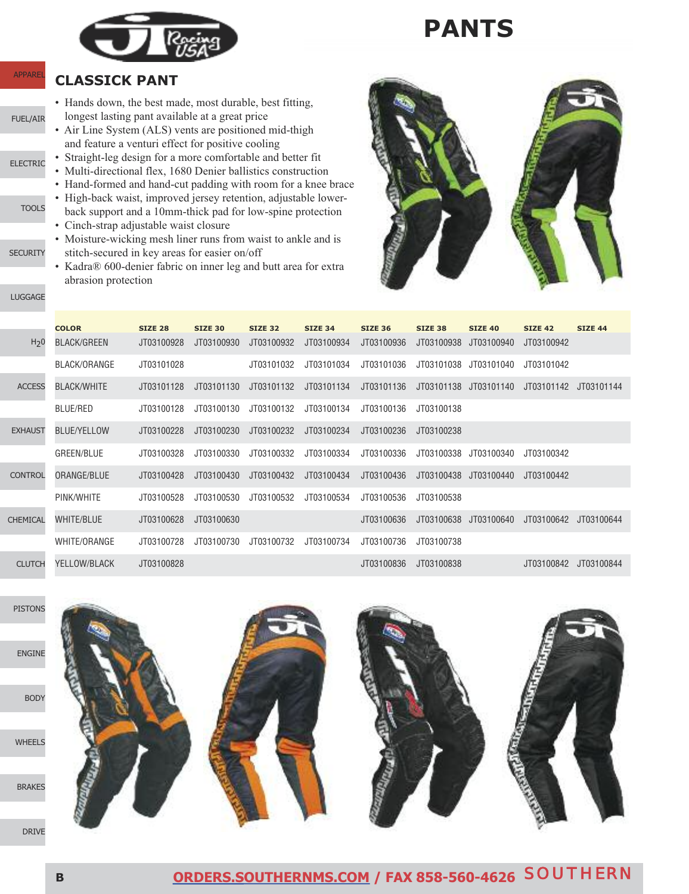# PANTS

## CLASSICK PANT

- Hands down, the best made, most durable, best fitting, longest lasting pant available at a great price
- Air Line System (ALS) vents are positioned mid-thigh and feature a venturi effect for positive cooling
- Straight-leg design for a more comfortable and better fit
- Multi-directional flex, 1680 Denier ballistics construction
- Hand-formed and hand-cut padding with room for a knee brace
- High-back waist, improved jersey retention, adjustable lower-back support and a 10mm-thick pad for low-spine protection
- Cinch-strap adjustable waist closure
- Moisture-wicking mesh liner runs from waist to ankle and is stitch-secured in key areas for easier on/off
- Kadra® 600-denier fabric on inner leg and butt area for extra abrasion protection

| COLOR | SIZE 28 | SIZE 30 | SIZE 32 | SIZE 34 | SIZE 36 | SIZE 38 | SIZE 40 | SIZE 42 | SIZE 44 |
|---|---|---|---|---|---|---|---|---|---|
| BLACK/GREEN | JT03100928 | JT03100930 | JT03100932 | JT03100934 | JT03100936 | JT03100938 | JT03100940 | JT03100942 | |
| BLACK/ORANGE | JT03101028 | | JT03101032 | JT03101034 | JT03101036 | JT03101038 | JT03101040 | JT03101042 | |
| BLACK/WHITE | JT03101128 | JT03101130 | JT03101132 | JT03101134 | JT03101136 | JT03101138 | JT03101140 | JT03101142 | JT03101144 |
| BLUE/RED | JT03100128 | JT03100130 | JT03100132 | JT03100134 | JT03100136 | JT03100138 | | | |
| BLUE/YELLOW | JT03100228 | JT03100230 | JT03100232 | JT03100234 | JT03100236 | JT03100238 | | | |
| GREEN/BLUE | JT03100328 | JT03100330 | JT03100332 | JT03100334 | JT03100336 | JT03100338 | JT03100340 | JT03100342 | |
| ORANGE/BLUE | JT03100428 | JT03100430 | JT03100432 | JT03100434 | JT03100436 | JT03100438 | JT03100440 | JT03100442 | |
| PINK/WHITE | JT03100528 | JT03100530 | JT03100532 | JT03100534 | JT03100536 | JT03100538 | | | |
| WHITE/BLUE | JT03100628 | JT03100630 | | | JT03100636 | JT03100638 | JT03100640 | JT03100642 | JT03100644 |
| WHITE/ORANGE | JT03100728 | JT03100730 | JT03100732 | JT03100734 | JT03100736 | JT03100738 | | | |
| YELLOW/BLACK | JT03100828 | | | | JT03100836 | JT03100838 | | JT03100842 | JT03100844 |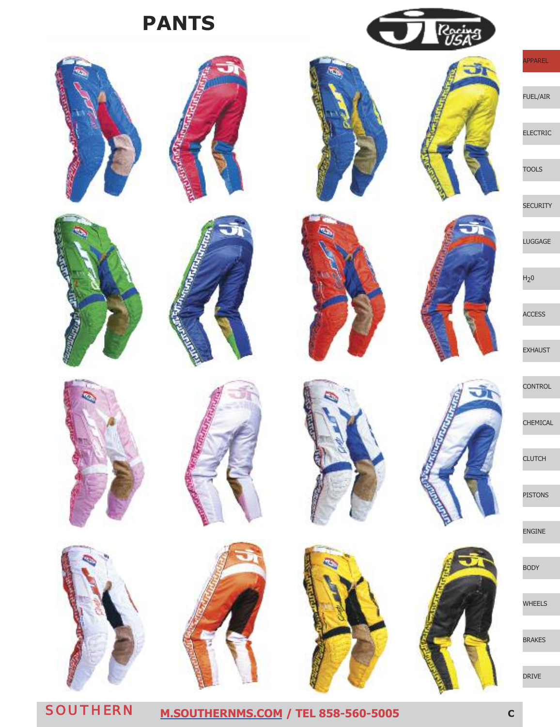# PANTS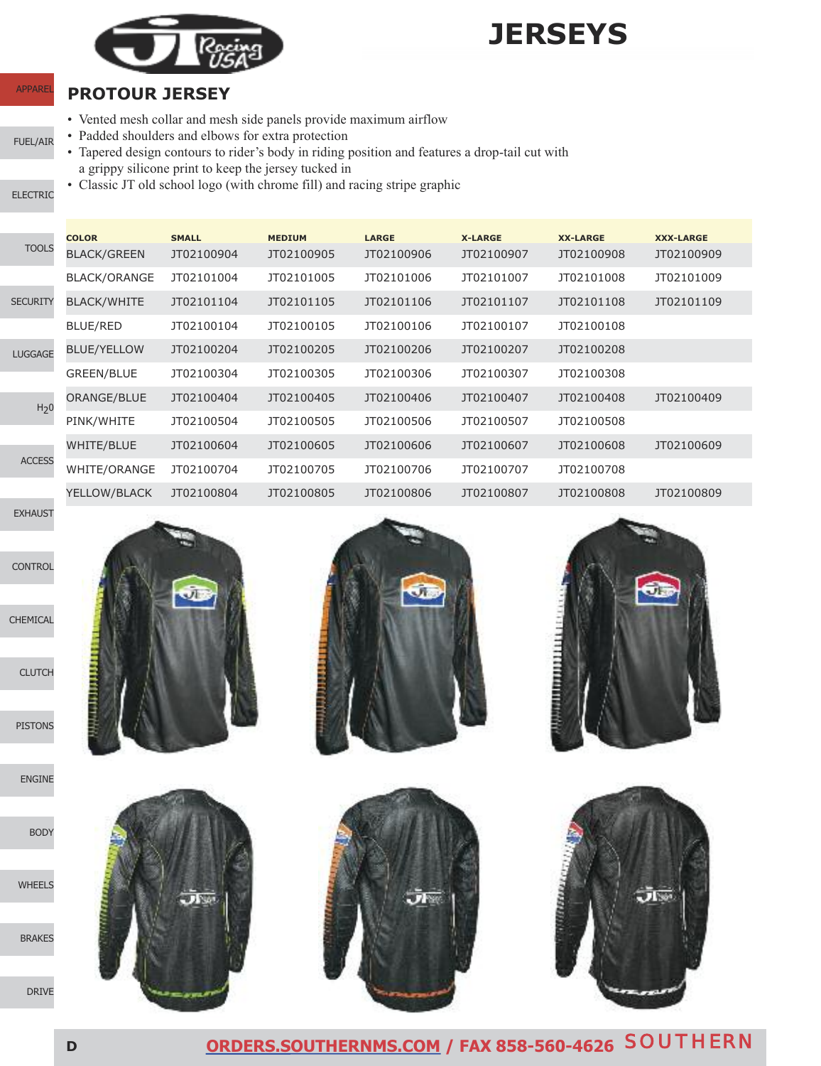# JERSEYS

## PROTOUR JERSEY

- Vented mesh collar and mesh side panels provide maximum airflow
- Padded shoulders and elbows for extra protection
- Tapered design contours to rider's body in riding position and features a drop-tail cut with a grippy silicone print to keep the jersey tucked in
- Classic JT old school logo (with chrome fill) and racing stripe graphic

| COLOR | SMALL | MEDIUM | LARGE | X-LARGE | XX-LARGE | XXX-LARGE |
|---|---|---|---|---|---|---|
| BLACK/GREEN | JT02100904 | JT02100905 | JT02100906 | JT02100907 | JT02100908 | JT02100909 |
| BLACK/ORANGE | JT02101004 | JT02101005 | JT02101006 | JT02101007 | JT02101008 | JT02101009 |
| BLACK/WHITE | JT02101104 | JT02101105 | JT02101106 | JT02101107 | JT02101108 | JT02101109 |
| BLUE/RED | JT02100104 | JT02100105 | JT02100106 | JT02100107 | JT02100108 | |
| BLUE/YELLOW | JT02100204 | JT02100205 | JT02100206 | JT02100207 | JT02100208 | |
| GREEN/BLUE | JT02100304 | JT02100305 | JT02100306 | JT02100307 | JT02100308 | |
| ORANGE/BLUE | JT02100404 | JT02100405 | JT02100406 | JT02100407 | JT02100408 | JT02100409 |
| PINK/WHITE | JT02100504 | JT02100505 | JT02100506 | JT02100507 | JT02100508 | |
| WHITE/BLUE | JT02100604 | JT02100605 | JT02100606 | JT02100607 | JT02100608 | JT02100609 |
| WHITE/ORANGE | JT02100704 | JT02100705 | JT02100706 | JT02100707 | JT02100708 | |
| YELLOW/BLACK | JT02100804 | JT02100805 | JT02100806 | JT02100807 | JT02100808 | JT02100809 |

ORDERS.SOUTHERNMS.COM / FAX 858-560-4626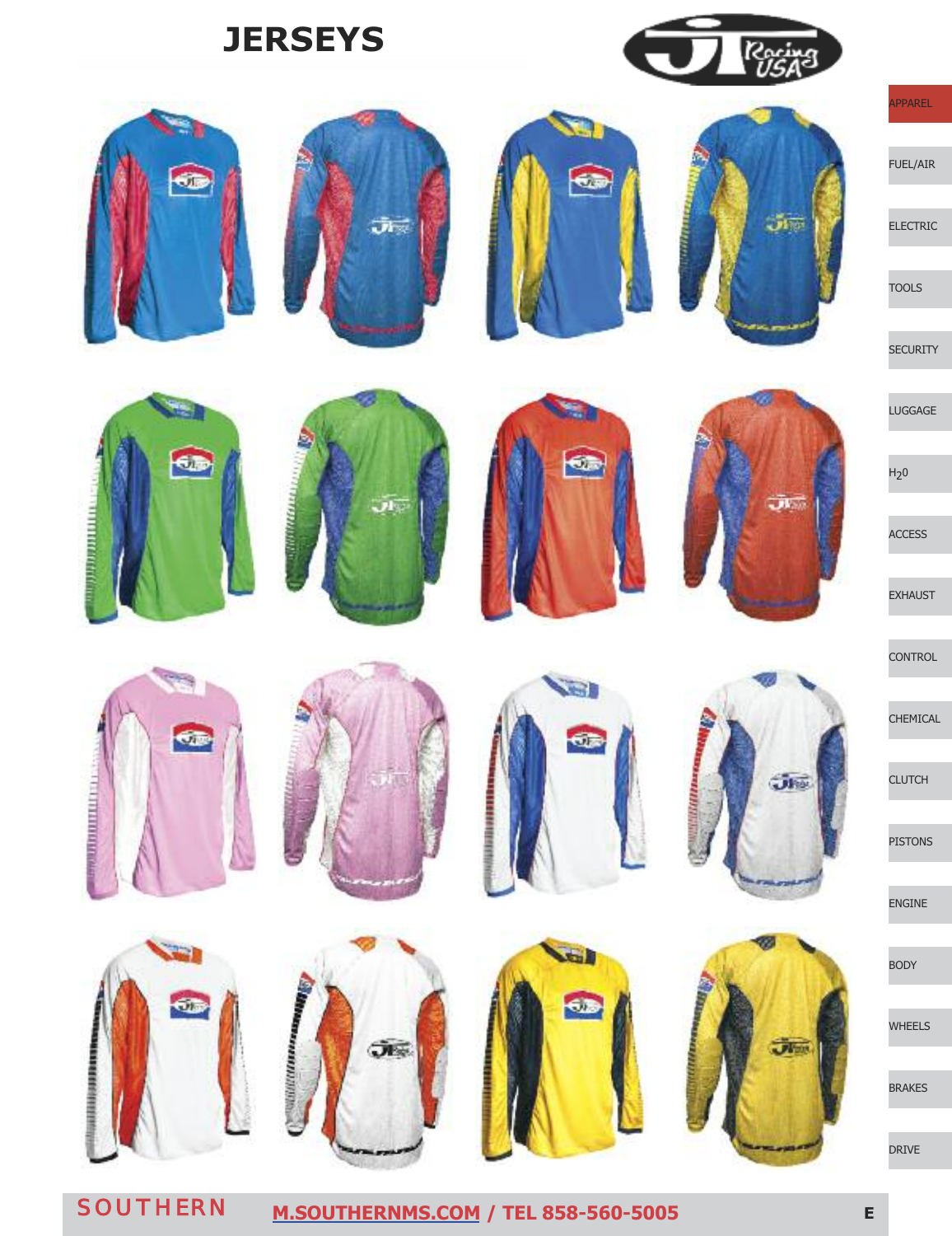# JERSEYS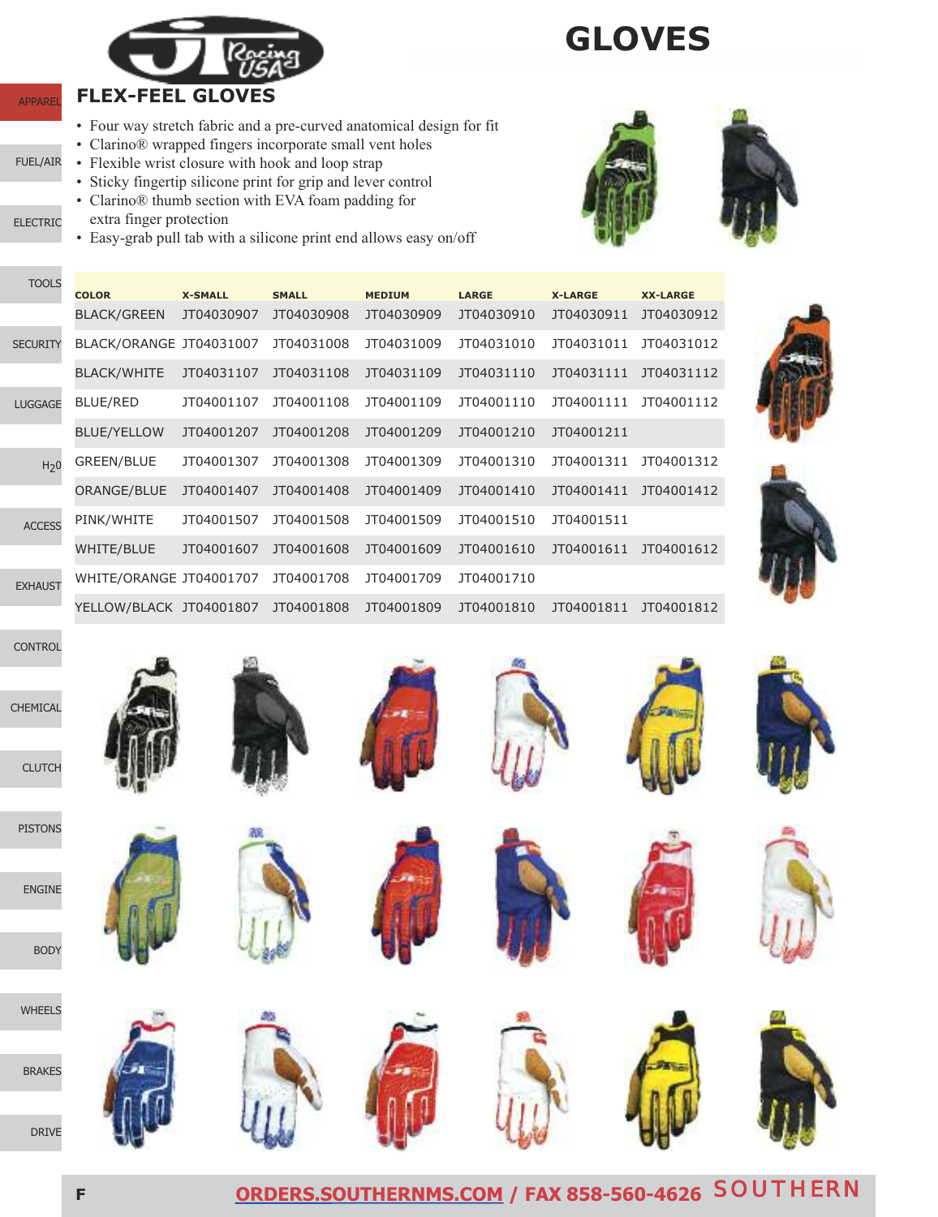# GLOVES

## FLEX-FEEL GLOVES

- Four way stretch fabric and a pre-curved anatomical design for fit
- Clarino® wrapped fingers incorporate small vent holes
- Flexible wrist closure with hook and loop strap
- Sticky fingertip silicone print for grip and lever control
- Clarino® thumb section with EVA foam padding for extra finger protection
- Easy-grab pull tab with a silicone print end allows easy on/off

| COLOR | X-SMALL | SMALL | MEDIUM | LARGE | X-LARGE | XX-LARGE |
|---|---|---|---|---|---|---|
| BLACK/GREEN | JT04030907 | JT04030908 | JT04030909 | JT04030910 | JT04030911 | JT04030912 |
| BLACK/ORANGE | JT04031007 | JT04031008 | JT04031009 | JT04031010 | JT04031011 | JT04031012 |
| BLACK/WHITE | JT04031107 | JT04031108 | JT04031109 | JT04031110 | JT04031111 | JT04031112 |
| BLUE/RED | JT04001107 | JT04001108 | JT04001109 | JT04001110 | JT04001111 | JT04001112 |
| BLUE/YELLOW | JT04001207 | JT04001208 | JT04001209 | JT04001210 | JT04001211 | |
| GREEN/BLUE | JT04001307 | JT04001308 | JT04001309 | JT04001310 | JT04001311 | JT04001312 |
| ORANGE/BLUE | JT04001407 | JT04001408 | JT04001409 | JT04001410 | JT04001411 | JT04001412 |
| PINK/WHITE | JT04001507 | JT04001508 | JT04001509 | JT04001510 | JT04001511 | |
| WHITE/BLUE | JT04001607 | JT04001608 | JT04001609 | JT04001610 | JT04001611 | JT04001612 |
| WHITE/ORANGE | JT04001707 | JT04001708 | JT04001709 | JT04001710 | | |
| YELLOW/BLACK | JT04001807 | JT04001808 | JT04001809 | JT04001810 | JT04001811 | JT04001812 |

ORDERS.SOUTHERNMS.COM / FAX 858-560-4626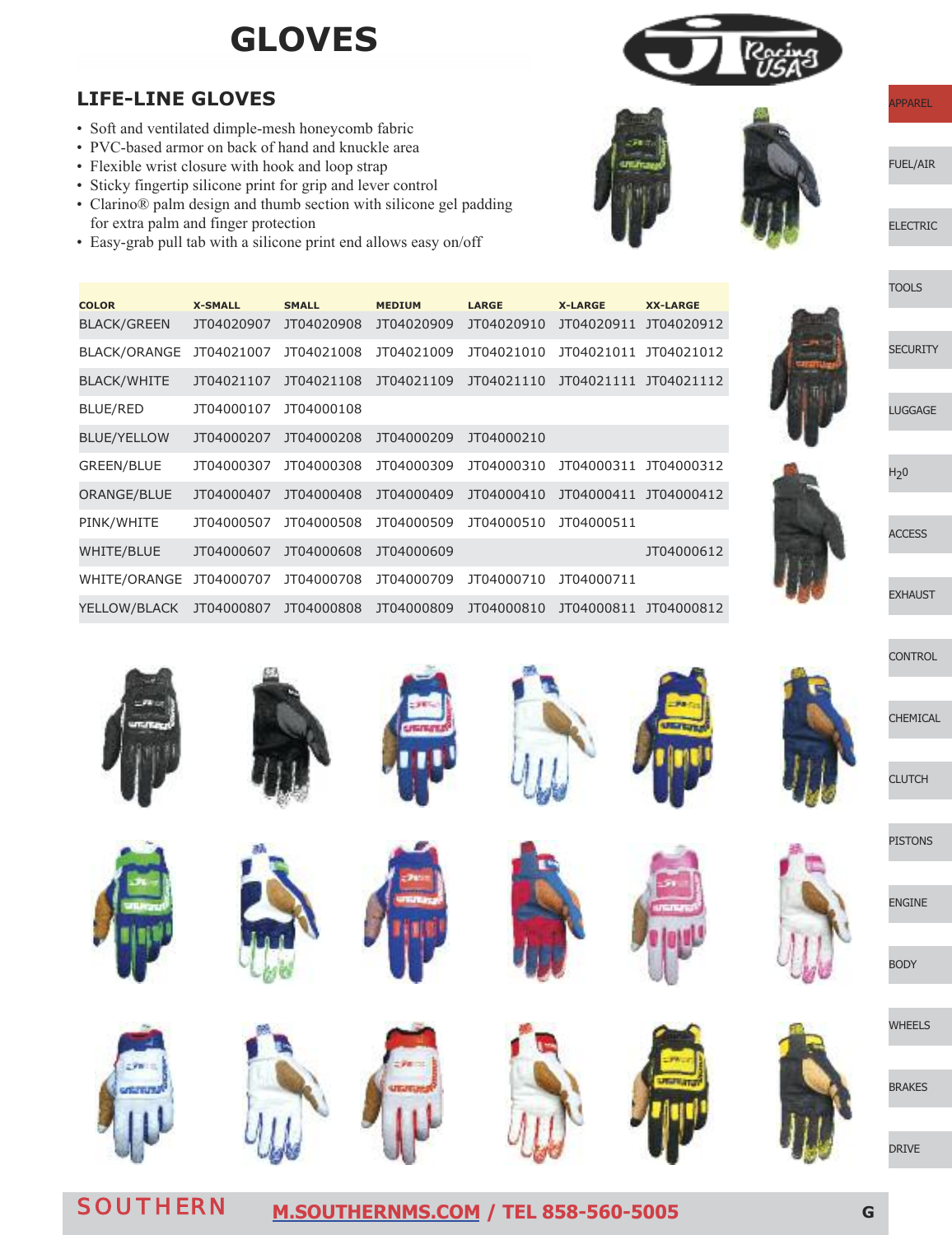# GLOVES

## LIFE-LINE GLOVES

- Soft and ventilated dimple-mesh honeycomb fabric
- PVC-based armor on back of hand and knuckle area
- Flexible wrist closure with hook and loop strap
- Sticky fingertip silicone print for grip and lever control
- Clarino® palm design and thumb section with silicone gel padding for extra palm and finger protection
- Easy-grab pull tab with a silicone print end allows easy on/off

| COLOR | X-SMALL | SMALL | MEDIUM | LARGE | X-LARGE | XX-LARGE |
|---|---|---|---|---|---|---|
| BLACK/GREEN | JT04020907 | JT04020908 | JT04020909 | JT04020910 | JT04020911 | JT04020912 |
| BLACK/ORANGE | JT04021007 | JT04021008 | JT04021009 | JT04021010 | JT04021011 | JT04021012 |
| BLACK/WHITE | JT04021107 | JT04021108 | JT04021109 | JT04021110 | JT04021111 | JT04021112 |
| BLUE/RED | JT04000107 | JT04000108 | | | | |
| BLUE/YELLOW | JT04000207 | JT04000208 | JT04000209 | JT04000210 | | |
| GREEN/BLUE | JT04000307 | JT04000308 | JT04000309 | JT04000310 | JT04000311 | JT04000312 |
| ORANGE/BLUE | JT04000407 | JT04000408 | JT04000409 | JT04000410 | JT04000411 | JT04000412 |
| PINK/WHITE | JT04000507 | JT04000508 | JT04000509 | JT04000510 | JT04000511 | |
| WHITE/BLUE | JT04000607 | JT04000608 | JT04000609 | | | JT04000612 |
| WHITE/ORANGE | JT04000707 | JT04000708 | JT04000709 | JT04000710 | JT04000711 | |
| YELLOW/BLACK | JT04000807 | JT04000808 | JT04000809 | JT04000810 | JT04000811 | JT04000812 |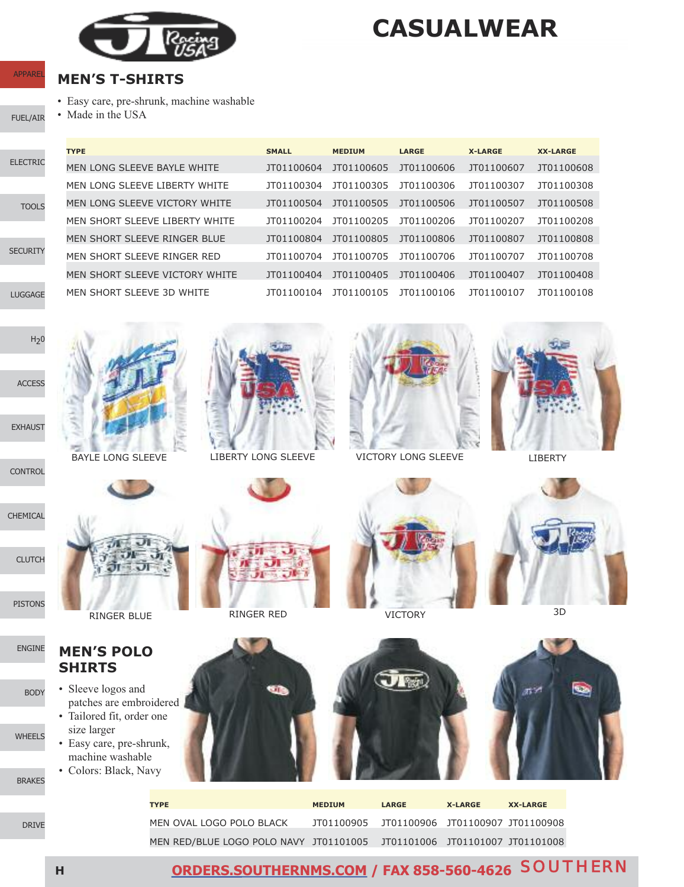# CASUALWEAR

## MEN'S T-SHIRTS

- Easy care, pre-shrunk, machine washable
- Made in the USA

| TYPE | SMALL | MEDIUM | LARGE | X-LARGE | XX-LARGE |
|---|---|---|---|---|---|
| MEN LONG SLEEVE BAYLE WHITE | JT01100604 | JT01100605 | JT01100606 | JT01100607 | JT01100608 |
| MEN LONG SLEEVE LIBERTY WHITE | JT01100304 | JT01100305 | JT01100306 | JT01100307 | JT01100308 |
| MEN LONG SLEEVE VICTORY WHITE | JT01100504 | JT01100505 | JT01100506 | JT01100507 | JT01100508 |
| MEN SHORT SLEEVE LIBERTY WHITE | JT01100204 | JT01100205 | JT01100206 | JT01100207 | JT01100208 |
| MEN SHORT SLEEVE RINGER BLUE | JT01100804 | JT01100805 | JT01100806 | JT01100807 | JT01100808 |
| MEN SHORT SLEEVE RINGER RED | JT01100704 | JT01100705 | JT01100706 | JT01100707 | JT01100708 |
| MEN SHORT SLEEVE VICTORY WHITE | JT01100404 | JT01100405 | JT01100406 | JT01100407 | JT01100408 |
| MEN SHORT SLEEVE 3D WHITE | JT01100104 | JT01100105 | JT01100106 | JT01100107 | JT01100108 |

BAYLE LONG SLEEVE

LIBERTY LONG SLEEVE

VICTORY LONG SLEEVE

LIBERTY

RINGER BLUE

RINGER RED

VICTORY

3D

## MEN'S POLO SHIRTS

- Sleeve logos and patches are embroidered
- Tailored fit, order one size larger
- Easy care, pre-shrunk, machine washable
- Colors: Black, Navy

| TYPE | MEDIUM | LARGE | X-LARGE | XX-LARGE |
|---|---|---|---|---|
| MEN OVAL LOGO POLO BLACK | JT01100905 | JT01100906 | JT01100907 | JT01100908 |
| MEN RED/BLUE LOGO POLO NAVY | JT01101005 | JT01101006 | JT01101007 | JT01101008 |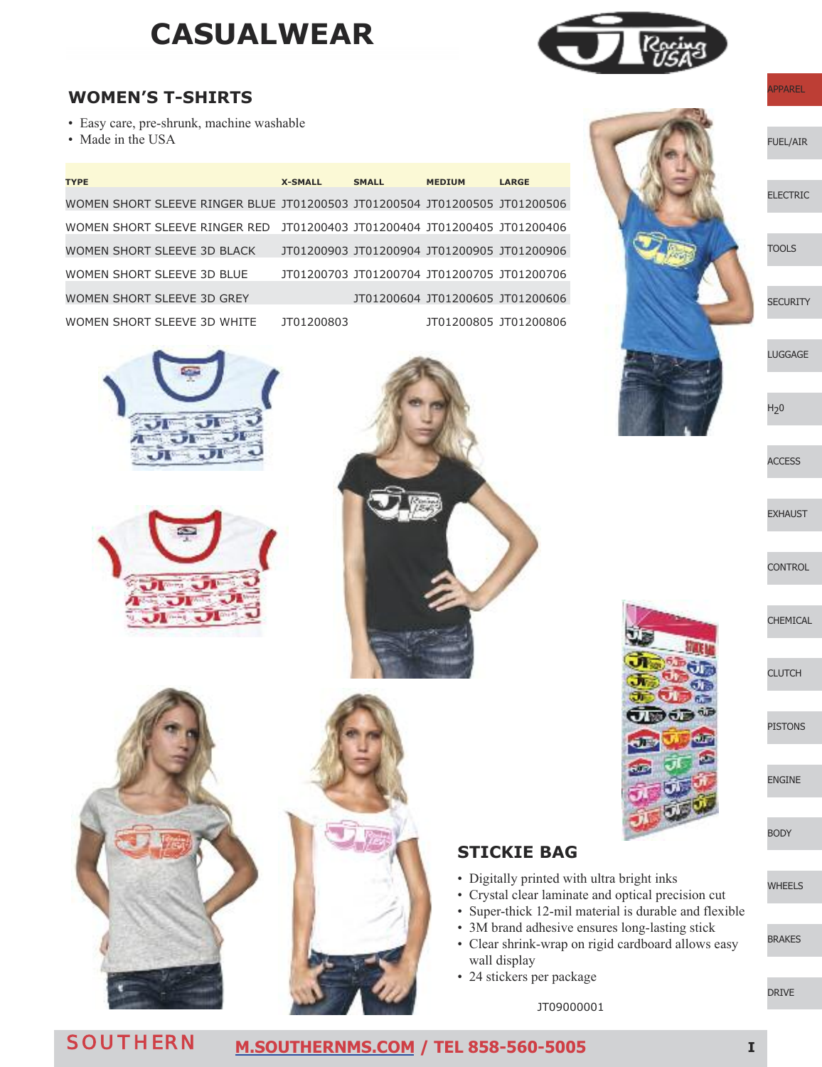# CASUALWEAR

## WOMEN'S T-SHIRTS

- Easy care, pre-shrunk, machine washable
- Made in the USA

| TYPE | X-SMALL | SMALL | MEDIUM | LARGE |
|---|---|---|---|---|
| WOMEN SHORT SLEEVE RINGER BLUE | JT01200503 | JT01200504 | JT01200505 | JT01200506 |
| WOMEN SHORT SLEEVE RINGER RED | JT01200403 | JT01200404 | JT01200405 | JT01200406 |
| WOMEN SHORT SLEEVE 3D BLACK | JT01200903 | JT01200904 | JT01200905 | JT01200906 |
| WOMEN SHORT SLEEVE 3D BLUE | JT01200703 | JT01200704 | JT01200705 | JT01200706 |
| WOMEN SHORT SLEEVE 3D GREY | | JT01200604 | JT01200605 | JT01200606 |
| WOMEN SHORT SLEEVE 3D WHITE | JT01200803 | | JT01200805 | JT01200806 |

## STICKIE BAG

- Digitally printed with ultra bright inks
- Crystal clear laminate and optical precision cut
- Super-thick 12-mil material is durable and flexible
- 3M brand adhesive ensures long-lasting stick
- Clear shrink-wrap on rigid cardboard allows easy wall display
- 24 stickers per package

JT09000001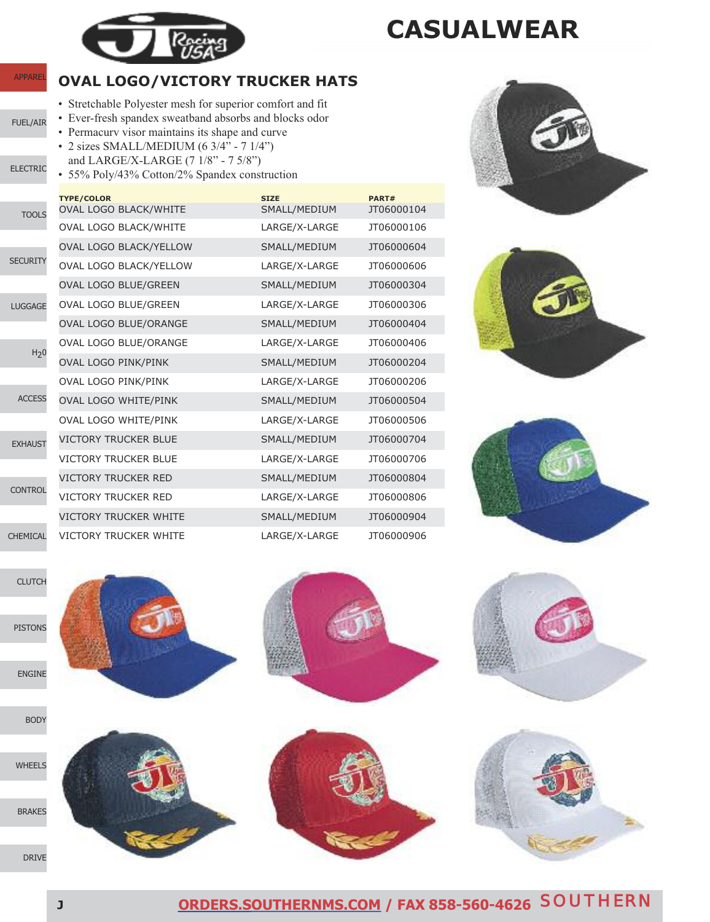# CASUALWEAR

## OVAL LOGO/VICTORY TRUCKER HATS

- Stretchable Polyester mesh for superior comfort and fit
- Ever-fresh spandex sweatband absorbs and blocks odor
- Permacurv visor maintains its shape and curve
- 2 sizes SMALL/MEDIUM (6 3/4" - 7 1/4") and LARGE/X-LARGE (7 1/8" - 7 5/8")
- 55% Poly/43% Cotton/2% Spandex construction

| TYPE/COLOR | SIZE | PART# |
|---|---|---|
| OVAL LOGO BLACK/WHITE | SMALL/MEDIUM | JT06000104 |
| OVAL LOGO BLACK/WHITE | LARGE/X-LARGE | JT06000106 |
| OVAL LOGO BLACK/YELLOW | SMALL/MEDIUM | JT06000604 |
| OVAL LOGO BLACK/YELLOW | LARGE/X-LARGE | JT06000606 |
| OVAL LOGO BLUE/GREEN | SMALL/MEDIUM | JT06000304 |
| OVAL LOGO BLUE/GREEN | LARGE/X-LARGE | JT06000306 |
| OVAL LOGO BLUE/ORANGE | SMALL/MEDIUM | JT06000404 |
| OVAL LOGO BLUE/ORANGE | LARGE/X-LARGE | JT06000406 |
| OVAL LOGO PINK/PINK | SMALL/MEDIUM | JT06000204 |
| OVAL LOGO PINK/PINK | LARGE/X-LARGE | JT06000206 |
| OVAL LOGO WHITE/PINK | SMALL/MEDIUM | JT06000504 |
| OVAL LOGO WHITE/PINK | LARGE/X-LARGE | JT06000506 |
| VICTORY TRUCKER BLUE | SMALL/MEDIUM | JT06000704 |
| VICTORY TRUCKER BLUE | LARGE/X-LARGE | JT06000706 |
| VICTORY TRUCKER RED | SMALL/MEDIUM | JT06000804 |
| VICTORY TRUCKER RED | LARGE/X-LARGE | JT06000806 |
| VICTORY TRUCKER WHITE | SMALL/MEDIUM | JT06000904 |
| VICTORY TRUCKER WHITE | LARGE/X-LARGE | JT06000906 |

ORDERS.SOUTHERNMS.COM / FAX 858-560-4626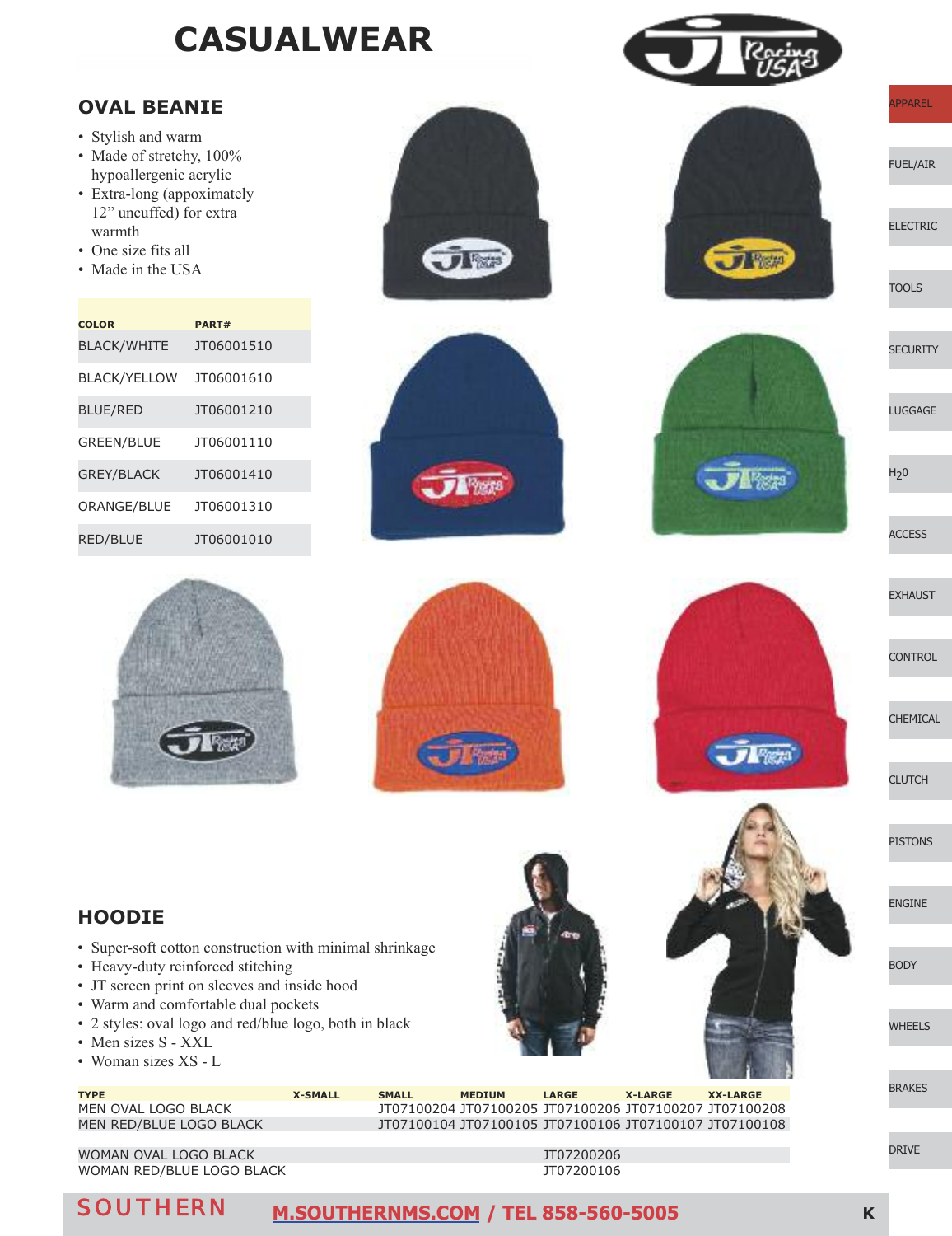# CASUALWEAR

## OVAL BEANIE

- Stylish and warm
- Made of stretchy, 100% hypoallergenic acrylic
- Extra-long (appoximately 12" uncuffed) for extra warmth
- One size fits all
- Made in the USA

| COLOR | PART# |
|---|---|
| BLACK/WHITE | JT06001510 |
| BLACK/YELLOW | JT06001610 |
| BLUE/RED | JT06001210 |
| GREEN/BLUE | JT06001110 |
| GREY/BLACK | JT06001410 |
| ORANGE/BLUE | JT06001310 |
| RED/BLUE | JT06001010 |

## HOODIE

- Super-soft cotton construction with minimal shrinkage
- Heavy-duty reinforced stitching
- JT screen print on sleeves and inside hood
- Warm and comfortable dual pockets
- 2 styles: oval logo and red/blue logo, both in black
- Men sizes S - XXL
- Woman sizes XS - L

| TYPE | X-SMALL | SMALL | MEDIUM | LARGE | X-LARGE | XX-LARGE |
|---|---|---|---|---|---|---|
| MEN OVAL LOGO BLACK | | JT07100204 | JT07100205 | JT07100206 | JT07100207 | JT07100208 |
| MEN RED/BLUE LOGO BLACK | | JT07100104 | JT07100105 | JT07100106 | JT07100107 | JT07100108 |
| WOMAN OVAL LOGO BLACK | | | | JT07200206 | | |
| WOMAN RED/BLUE LOGO BLACK | | | | JT07200106 | | |

SOUTHERN M.SOUTHERNMS.COM / TEL 858-560-5005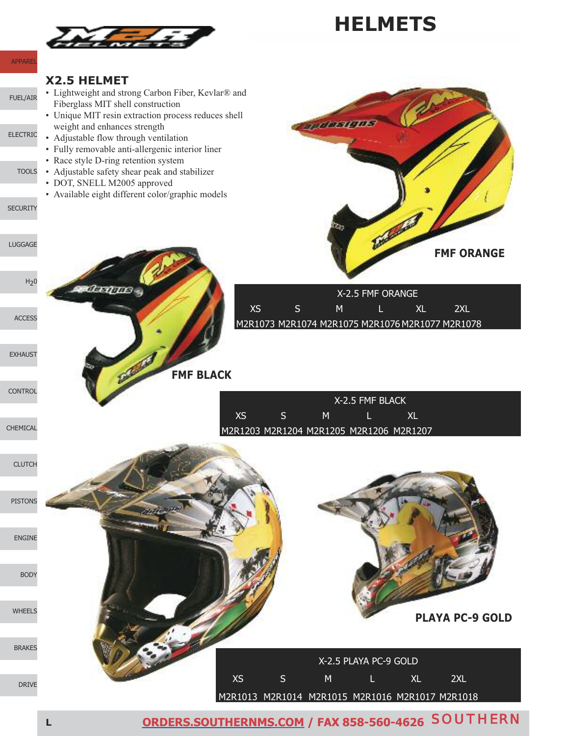# HELMETS

## X2.5 HELMET

- Lightweight and strong Carbon Fiber, Kevlar® and Fiberglass MIT shell construction
- Unique MIT resin extraction process reduces shell weight and enhances strength
- Adjustable flow through ventilation
- Fully removable anti-allergenic interior liner
- Race style D-ring retention system
- Adjustable safety shear peak and stabilizer
- DOT, SNELL M2005 approved
- Available eight different color/graphic models

**FMF ORANGE**

| X-2.5 FMF ORANGE | | | | | |
|---|---|---|---|---|---|
| XS | S | M | L | XL | 2XL |
| M2R1073 | M2R1074 | M2R1075 | M2R1076 | M2R1077 | M2R1078 |

**FMF BLACK**

| X-2.5 FMF BLACK | | | | |
|---|---|---|---|---|
| XS | S | M | L | XL |
| M2R1203 | M2R1204 | M2R1205 | M2R1206 | M2R1207 |

**PLAYA PC-9 GOLD**

| X-2.5 PLAYA PC-9 GOLD | | | | | |
|---|---|---|---|---|---|
| XS | S | M | L | XL | 2XL |
| M2R1013 | M2R1014 | M2R1015 | M2R1016 | M2R1017 | M2R1018 |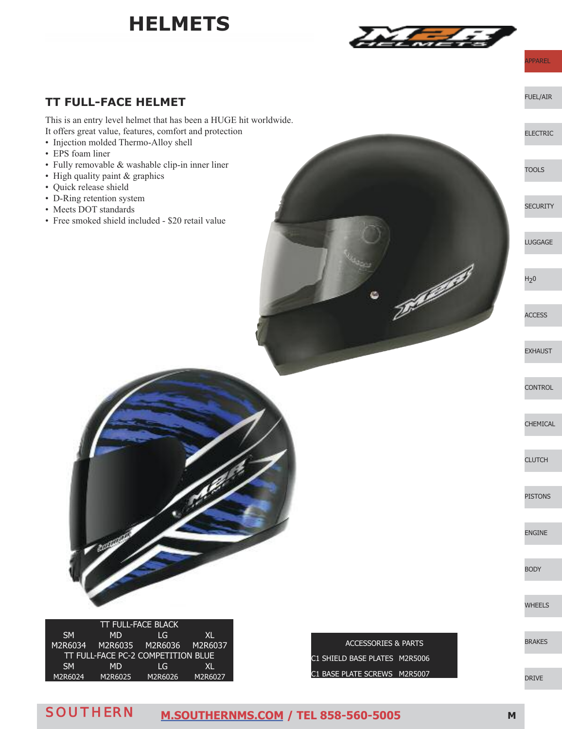# HELMETS

## TT FULL-FACE HELMET

This is an entry level helmet that has been a HUGE hit worldwide. It offers great value, features, comfort and protection

- Injection molded Thermo-Alloy shell
- EPS foam liner
- Fully removable & washable clip-in inner liner
- High quality paint & graphics
- Quick release shield
- D-Ring retention system
- Meets DOT standards
- Free smoked shield included - $20 retail value

| TT FULL-FACE BLACK | | | |
|---|---|---|---|
| SM | MD | LG | XL |
| M2R6034 | M2R6035 | M2R6036 | M2R6037 |
| TT FULL-FACE PC-2 COMPETITION BLUE | | | |
| SM | MD | LG | XL |
| M2R6024 | M2R6025 | M2R6026 | M2R6027 |

| ACCESSORIES & PARTS | |
|---|---|
| C1 SHIELD BASE PLATES | M2R5006 |
| C1 BASE PLATE SCREWS | M2R5007 |